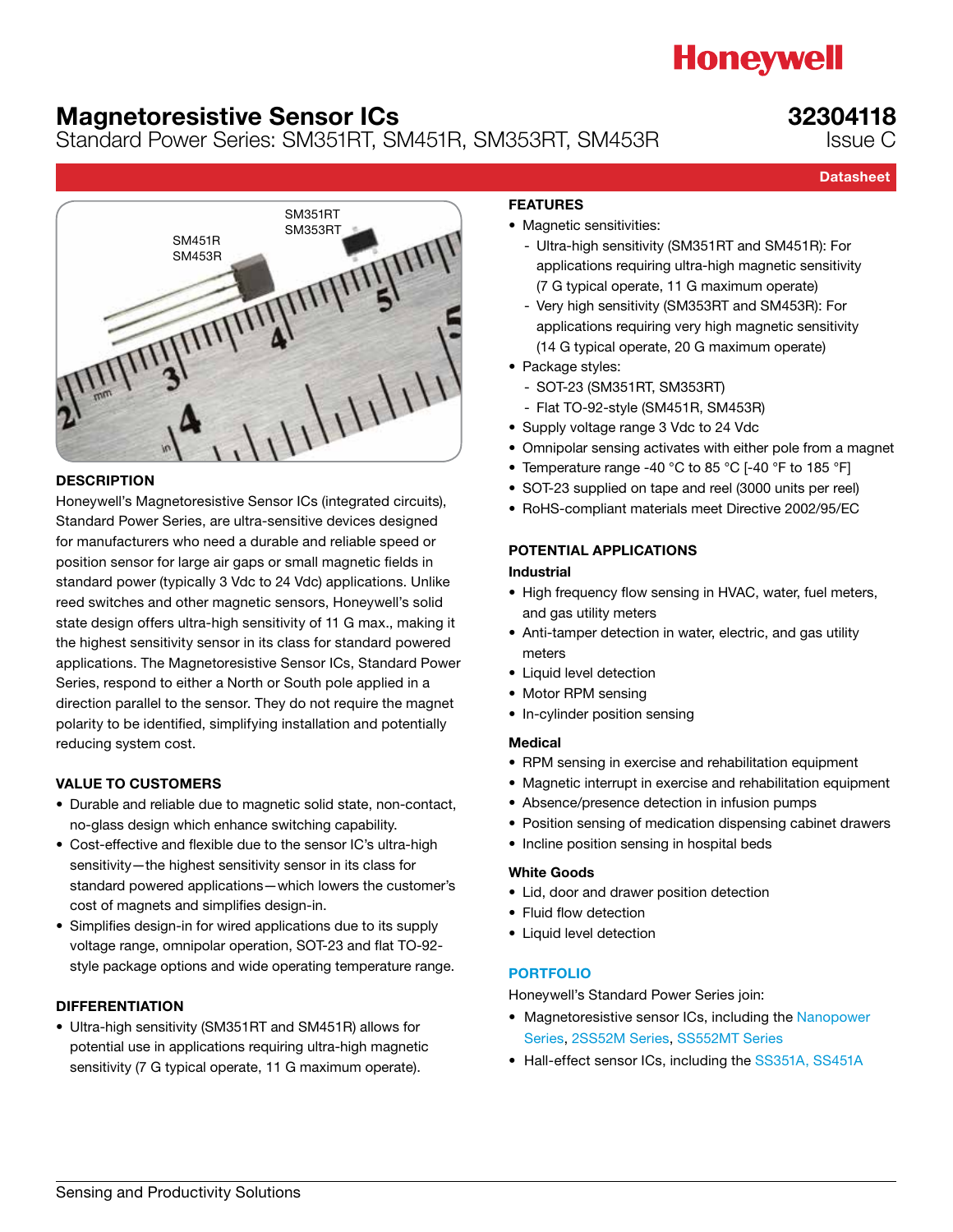Honeywell

# Magnetoresistive Sensor ICs

Standard Power Series: SM351RT, SM451R, SM353RT, SM453R

**32304118**
Issue C

**Datasheet**

## DESCRIPTION

Honeywell's Magnetoresistive Sensor ICs (integrated circuits), Standard Power Series, are ultra-sensitive devices designed for manufacturers who need a durable and reliable speed or position sensor for large air gaps or small magnetic fields in standard power (typically 3 Vdc to 24 Vdc) applications. Unlike reed switches and other magnetic sensors, Honeywell's solid state design offers ultra-high sensitivity of 11 G max., making it the highest sensitivity sensor in its class for standard powered applications. The Magnetoresistive Sensor ICs, Standard Power Series, respond to either a North or South pole applied in a direction parallel to the sensor. They do not require the magnet polarity to be identified, simplifying installation and potentially reducing system cost.

## VALUE TO CUSTOMERS

- Durable and reliable due to magnetic solid state, non-contact, no-glass design which enhance switching capability.
- Cost-effective and flexible due to the sensor IC's ultra-high sensitivity—the highest sensitivity sensor in its class for standard powered applications—which lowers the customer's cost of magnets and simplifies design-in.
- Simplifies design-in for wired applications due to its supply voltage range, omnipolar operation, SOT-23 and flat TO-92-style package options and wide operating temperature range.

## DIFFERENTIATION

- Ultra-high sensitivity (SM351RT and SM451R) allows for potential use in applications requiring ultra-high magnetic sensitivity (7 G typical operate, 11 G maximum operate).

## FEATURES

- Magnetic sensitivities:
  - Ultra-high sensitivity (SM351RT and SM451R): For applications requiring ultra-high magnetic sensitivity (7 G typical operate, 11 G maximum operate)
  - Very high sensitivity (SM353RT and SM453R): For applications requiring very high magnetic sensitivity (14 G typical operate, 20 G maximum operate)
- Package styles:
  - SOT-23 (SM351RT, SM353RT)
  - Flat TO-92-style (SM451R, SM453R)
- Supply voltage range 3 Vdc to 24 Vdc
- Omnipolar sensing activates with either pole from a magnet
- Temperature range -40 °C to 85 °C [-40 °F to 185 °F]
- SOT-23 supplied on tape and reel (3000 units per reel)
- RoHS-compliant materials meet Directive 2002/95/EC

## POTENTIAL APPLICATIONS

### Industrial

- High frequency flow sensing in HVAC, water, fuel meters, and gas utility meters
- Anti-tamper detection in water, electric, and gas utility meters
- Liquid level detection
- Motor RPM sensing
- In-cylinder position sensing

### Medical

- RPM sensing in exercise and rehabilitation equipment
- Magnetic interrupt in exercise and rehabilitation equipment
- Absence/presence detection in infusion pumps
- Position sensing of medication dispensing cabinet drawers
- Incline position sensing in hospital beds

### White Goods

- Lid, door and drawer position detection
- Fluid flow detection
- Liquid level detection

## PORTFOLIO

Honeywell's Standard Power Series join:

- Magnetoresistive sensor ICs, including the Nanopower Series, 2SS52M Series, SS552MT Series
- Hall-effect sensor ICs, including the SS351A, SS451A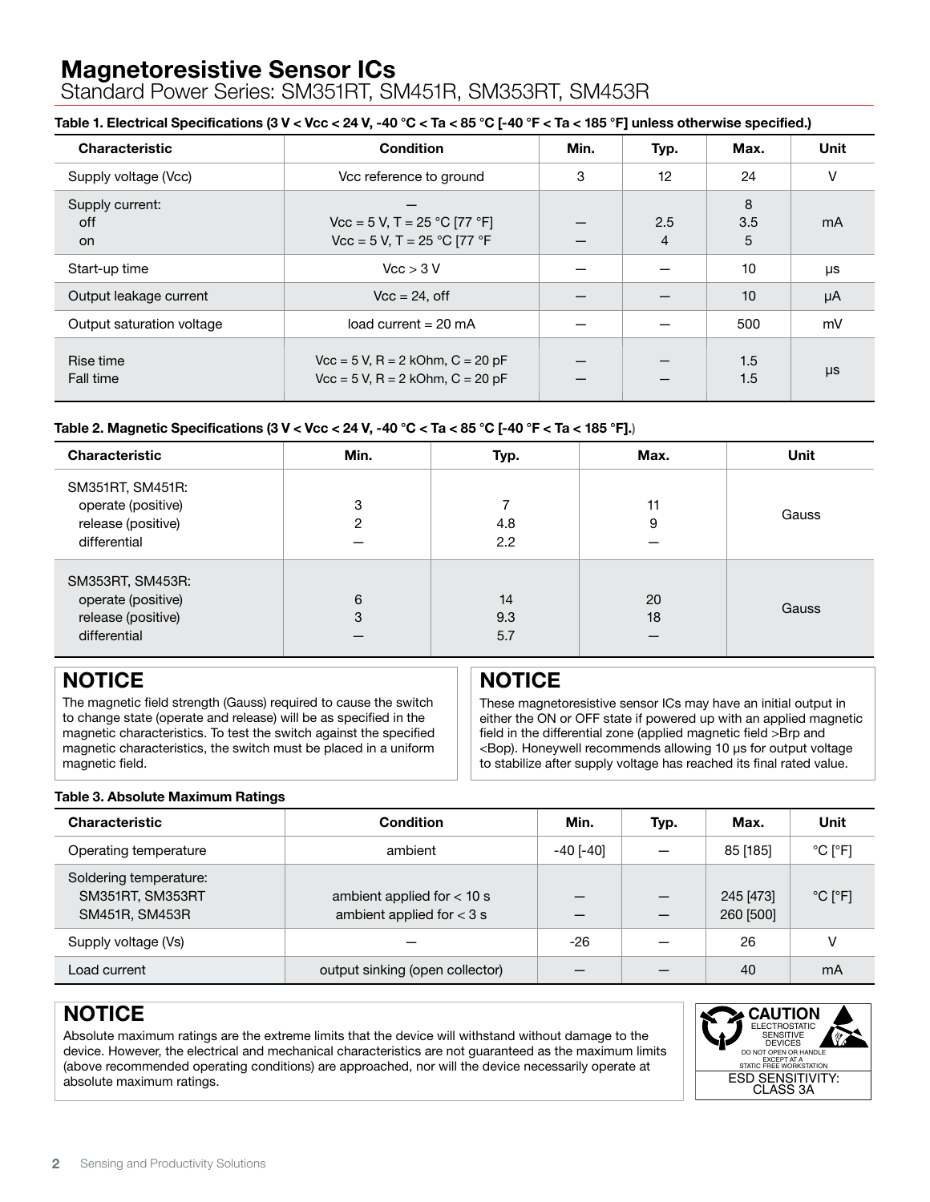# Magnetoresistive Sensor ICs

Standard Power Series: SM351RT, SM451R, SM353RT, SM453R

**Table 1. Electrical Specifications (3 V < Vcc < 24 V, -40 °C < Ta < 85 °C [-40 °F < Ta < 185 °F] unless otherwise specified.)**

| Characteristic | Condition | Min. | Typ. | Max. | Unit |
|---|---|---|---|---|---|
| Supply voltage (Vcc) | Vcc reference to ground | 3 | 12 | 24 | V |
| Supply current:<br>off<br>on | —<br>Vcc = 5 V, T = 25 °C [77 °F]<br>Vcc = 5 V, T = 25 °C [77 °F | <br>—<br>— | <br>2.5<br>4 | 8<br>3.5<br>5 | mA |
| Start-up time | Vcc > 3 V | — | — | 10 | µs |
| Output leakage current | Vcc = 24, off | — | — | 10 | µA |
| Output saturation voltage | load current = 20 mA | — | — | 500 | mV |
| Rise time<br>Fall time | Vcc = 5 V, R = 2 kOhm, C = 20 pF<br>Vcc = 5 V, R = 2 kOhm, C = 20 pF | —<br>— | —<br>— | 1.5<br>1.5 | µs |

**Table 2. Magnetic Specifications (3 V < Vcc < 24 V, -40 °C < Ta < 85 °C [-40 °F < Ta < 185 °F].)**

| Characteristic | Min. | Typ. | Max. | Unit |
|---|---|---|---|---|
| SM351RT, SM451R:<br>operate (positive)<br>release (positive)<br>differential | <br>3<br>2<br>— | <br>7<br>4.8<br>2.2 | <br>11<br>9<br>— | Gauss |
| SM353RT, SM453R:<br>operate (positive)<br>release (positive)<br>differential | <br>6<br>3<br>— | <br>14<br>9.3<br>5.7 | <br>20<br>18<br>— | Gauss |

## NOTICE

The magnetic field strength (Gauss) required to cause the switch to change state (operate and release) will be as specified in the magnetic characteristics. To test the switch against the specified magnetic characteristics, the switch must be placed in a uniform magnetic field.

## NOTICE

These magnetoresistive sensor ICs may have an initial output in either the ON or OFF state if powered up with an applied magnetic field in the differential zone (applied magnetic field >Brp and <Bop). Honeywell recommends allowing 10 µs for output voltage to stabilize after supply voltage has reached its final rated value.

**Table 3. Absolute Maximum Ratings**

| Characteristic | Condition | Min. | Typ. | Max. | Unit |
|---|---|---|---|---|---|
| Operating temperature | ambient | -40 [-40] | — | 85 [185] | °C [°F] |
| Soldering temperature:<br>SM351RT, SM353RT<br>SM451R, SM453R | <br>ambient applied for < 10 s<br>ambient applied for < 3 s | <br>—<br>— | <br>—<br>— | <br>245 [473]<br>260 [500] | °C [°F] |
| Supply voltage (Vs) | — | -26 | — | 26 | V |
| Load current | output sinking (open collector) | — | — | 40 | mA |

## NOTICE

Absolute maximum ratings are the extreme limits that the device will withstand without damage to the device. However, the electrical and mechanical characteristics are not guaranteed as the maximum limits (above recommended operating conditions) are approached, nor will the device necessarily operate at absolute maximum ratings.

**CAUTION**
ELECTROSTATIC SENSITIVE DEVICES
DO NOT OPEN OR HANDLE EXCEPT AT A STATIC FREE WORKSTATION
ESD SENSITIVITY: CLASS 3A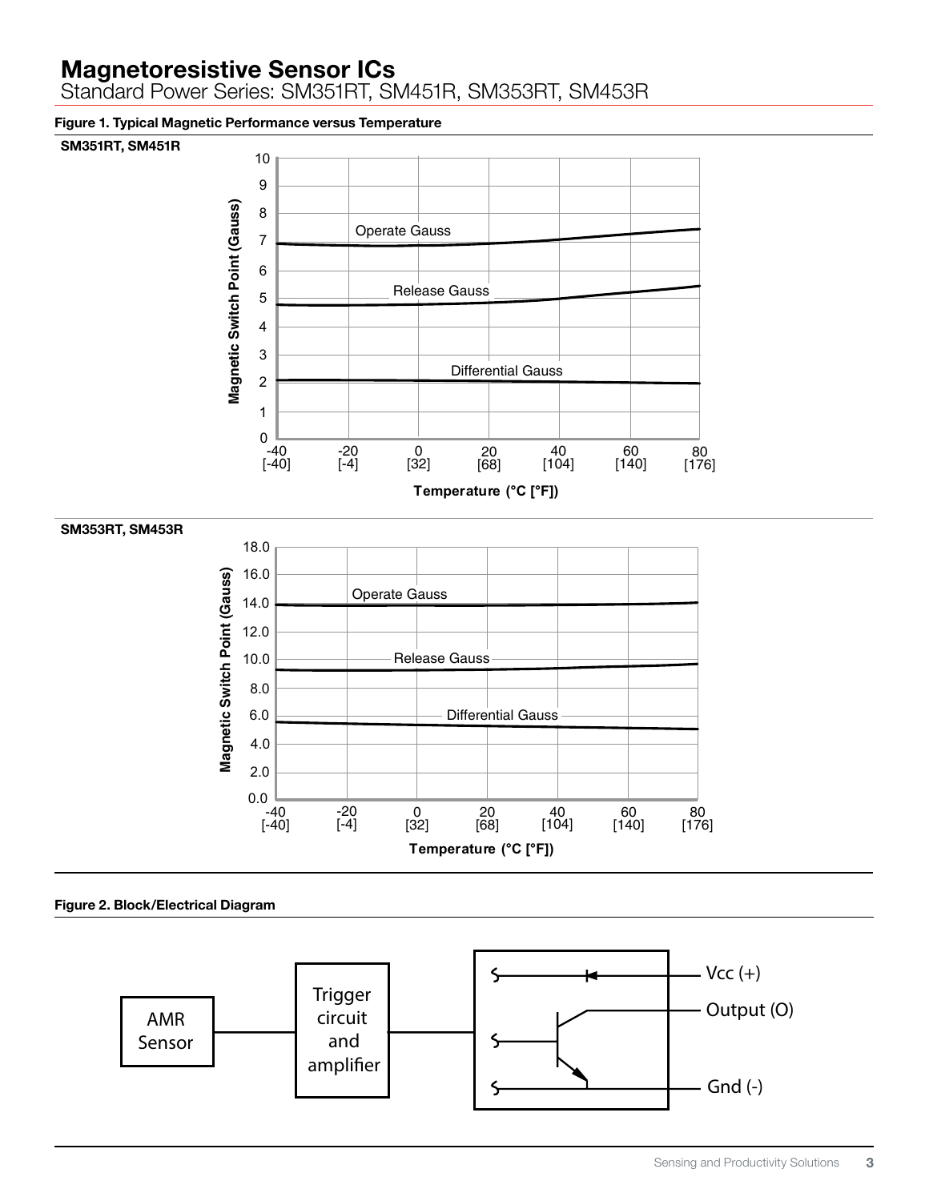# Magnetoresistive Sensor ICs

Standard Power Series: SM351RT, SM451R, SM353RT, SM453R

**Figure 1. Typical Magnetic Performance versus Temperature**

**SM351RT, SM451R**

**SM353RT, SM453R**

**Figure 2. Block/Electrical Diagram**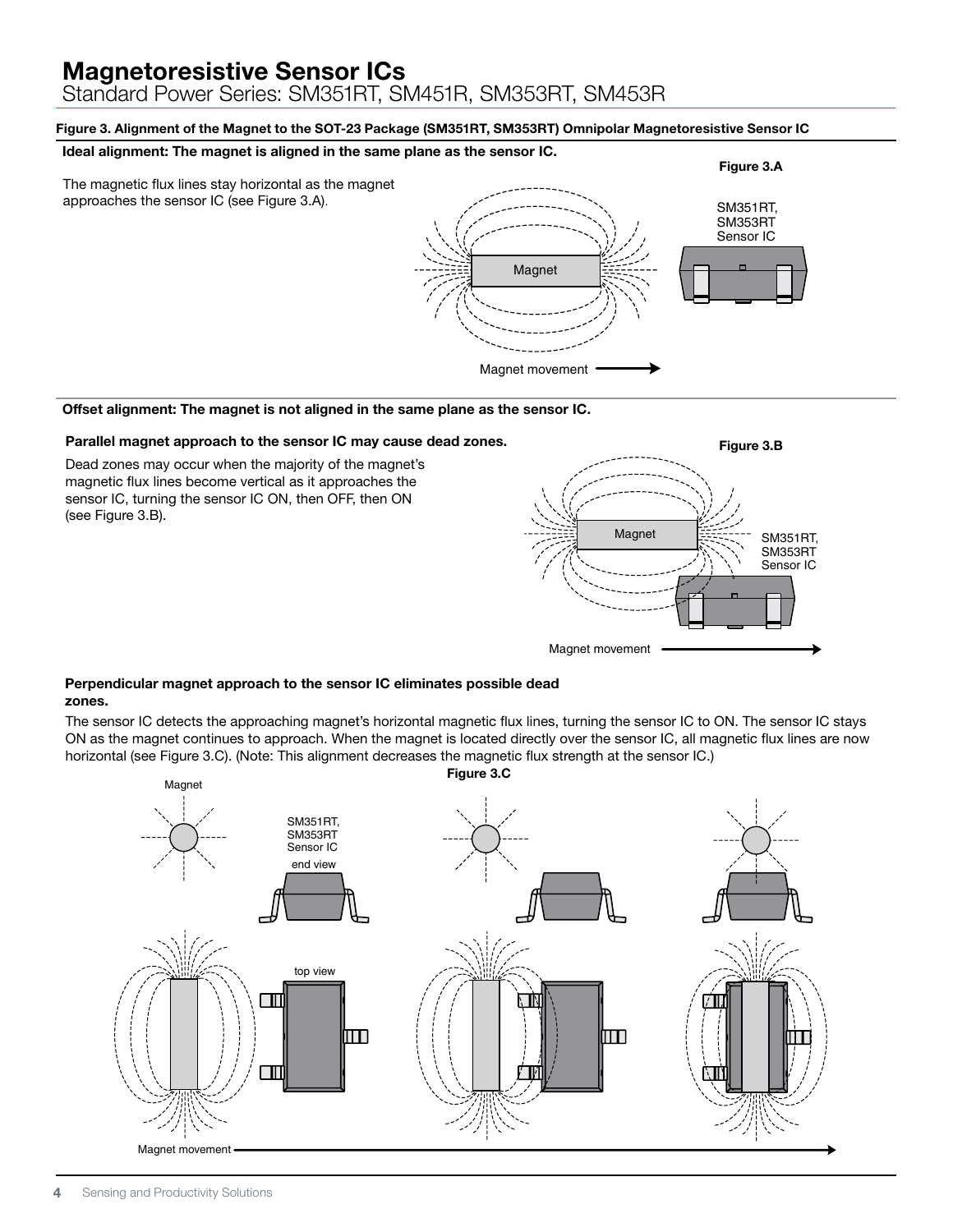# Magnetoresistive Sensor ICs

Standard Power Series: SM351RT, SM451R, SM353RT, SM453R

**Figure 3. Alignment of the Magnet to the SOT-23 Package (SM351RT, SM353RT) Omnipolar Magnetoresistive Sensor IC**

**Ideal alignment: The magnet is aligned in the same plane as the sensor IC.**

The magnetic flux lines stay horizontal as the magnet approaches the sensor IC (see Figure 3.A).

**Figure 3.A**

Magnet

SM351RT, SM353RT Sensor IC

Magnet movement

**Offset alignment: The magnet is not aligned in the same plane as the sensor IC.**

**Parallel magnet approach to the sensor IC may cause dead zones.**

Dead zones may occur when the majority of the magnet's magnetic flux lines become vertical as it approaches the sensor IC, turning the sensor IC ON, then OFF, then ON (see Figure 3.B).

**Figure 3.B**

Magnet

SM351RT, SM353RT Sensor IC

Magnet movement

**Perpendicular magnet approach to the sensor IC eliminates possible dead zones.**

The sensor IC detects the approaching magnet's horizontal magnetic flux lines, turning the sensor IC to ON. The sensor IC stays ON as the magnet continues to approach. When the magnet is located directly over the sensor IC, all magnetic flux lines are now horizontal (see Figure 3.C). (Note: This alignment decreases the magnetic flux strength at the sensor IC.)

**Figure 3.C**

Magnet

SM351RT, SM353RT Sensor IC

end view

top view

Magnet movement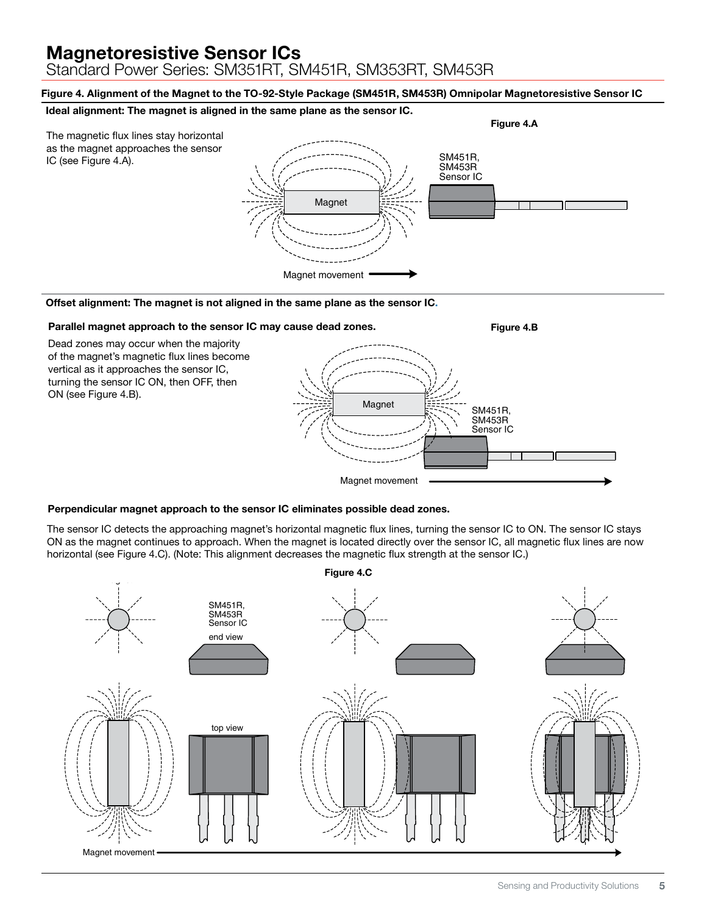# Magnetoresistive Sensor ICs

Standard Power Series: SM351RT, SM451R, SM353RT, SM453R

**Figure 4. Alignment of the Magnet to the TO-92-Style Package (SM451R, SM453R) Omnipolar Magnetoresistive Sensor IC**

**Ideal alignment: The magnet is aligned in the same plane as the sensor IC.**

The magnetic flux lines stay horizontal as the magnet approaches the sensor IC (see Figure 4.A).

**Figure 4.A**

Magnet

SM451R, SM453R Sensor IC

Magnet movement

**Offset alignment: The magnet is not aligned in the same plane as the sensor IC.**

**Parallel magnet approach to the sensor IC may cause dead zones.**

Dead zones may occur when the majority of the magnet's magnetic flux lines become vertical as it approaches the sensor IC, turning the sensor IC ON, then OFF, then ON (see Figure 4.B).

**Figure 4.B**

Magnet

SM451R, SM453R Sensor IC

Magnet movement

**Perpendicular magnet approach to the sensor IC eliminates possible dead zones.**

The sensor IC detects the approaching magnet's horizontal magnetic flux lines, turning the sensor IC to ON. The sensor IC stays ON as the magnet continues to approach. When the magnet is located directly over the sensor IC, all magnetic flux lines are now horizontal (see Figure 4.C). (Note: This alignment decreases the magnetic flux strength at the sensor IC.)

**Figure 4.C**

SM451R, SM453R Sensor IC

end view

top view

Magnet movement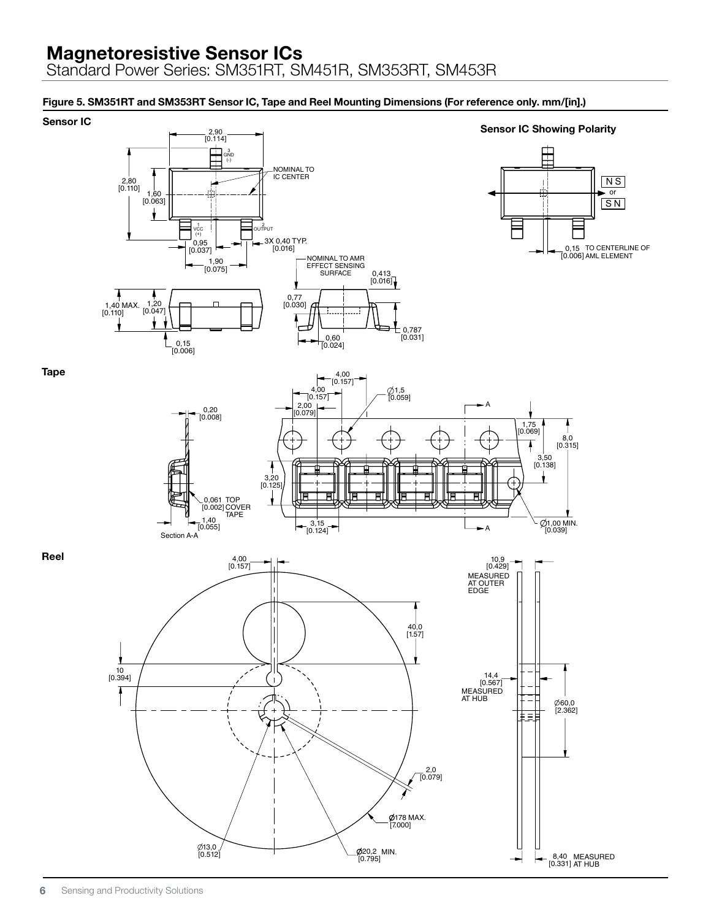**Figure 5. SM351RT and SM353RT Sensor IC, Tape and Reel Mounting Dimensions (For reference only. mm/[in].)**

**Sensor IC**

2,90 [0.114]

3 GND (-)

NOMINAL TO IC CENTER

2,80 [0.110]

1,60 [0.063]

1 VCC (+)

2 OUTPUT

0,95 [0.037]

3X 0,40 TYP. [0.016]

1,90 [0.075]

NOMINAL TO AMR EFFECT SENSING SURFACE

0,413 [0.016]

0,77 [0.030]

1,40 MAX. [0.110]

1,20 [0.047]

0,787 [0.031]

0,60 [0.024]

0,15 [0.006]

**Sensor IC Showing Polarity**

N S or S N

0,15 [0.006] TO CENTERLINE OF AML ELEMENT

**Tape**

4,00 [0.157]

4,00 [0.157]

Ø1,5 [0.059]

2,00 [0.079]

A

1,75 [0.069]

8,0 [0.315]

3,50 [0.138]

0,20 [0.008]

3,20 [0.125]

0,061 [0.002] TOP COVER TAPE

1,40 [0.055]

3,15 [0.124]

Ø1,00 MIN. [0.039]

Section A-A

**Reel**

4,00 [0.157]

10,9 [0.429] MEASURED AT OUTER EDGE

40,0 [1.57]

10 [0.394]

14,4 [0.567] MEASURED AT HUB

Ø60,0 [2.362]

2,0 [0.079]

Ø178 MAX. [7.000]

Ø13,0 [0.512]

Ø20,2 MIN. [0.795]

8,40 [0.331] MEASURED AT HUB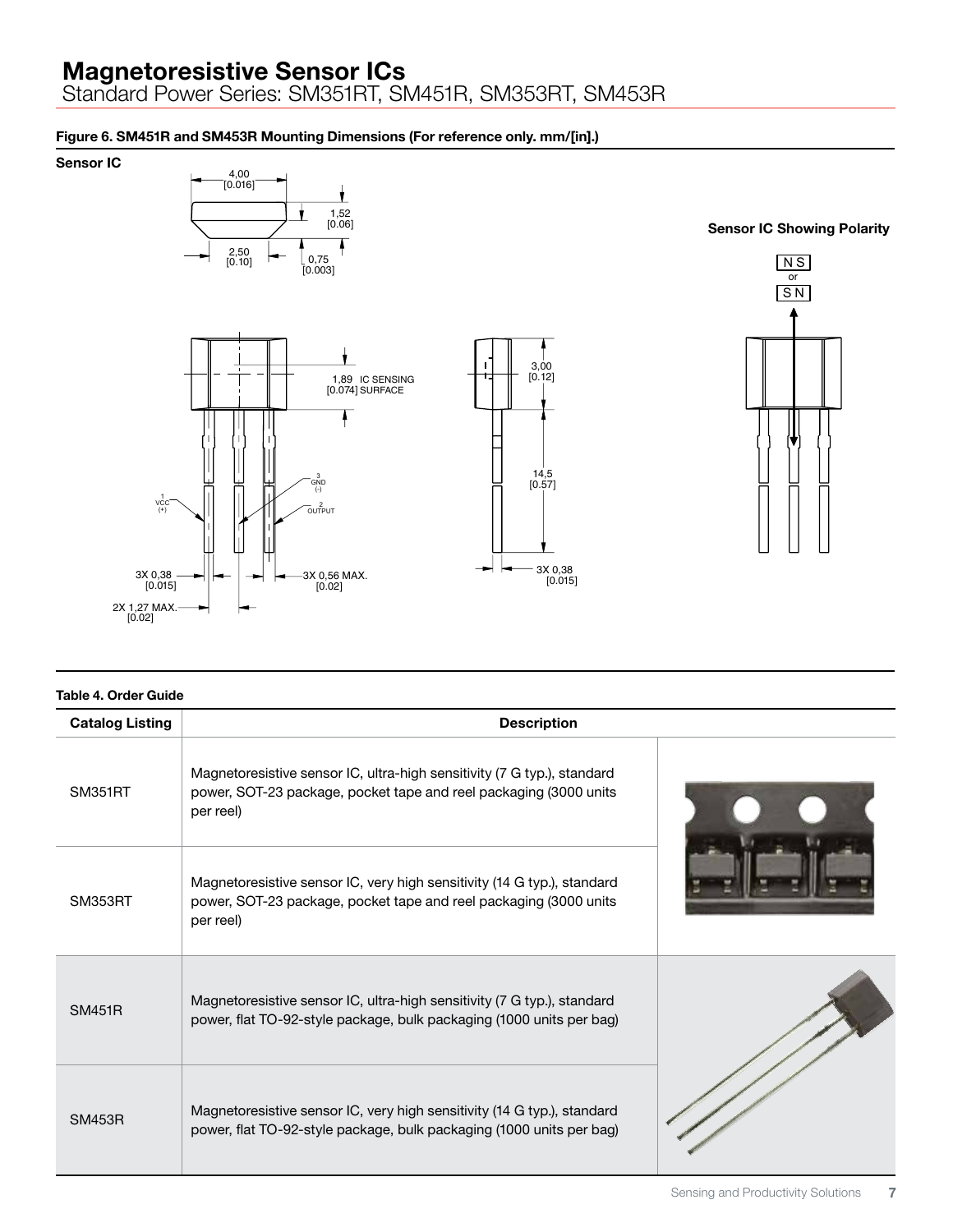# Magnetoresistive Sensor ICs

Standard Power Series: SM351RT, SM451R, SM353RT, SM453R

**Figure 6. SM451R and SM453R Mounting Dimensions (For reference only. mm/[in].)**

**Sensor IC**

4,00 [0.016]

1,52 [0.06]

2,50 [0.10]

0,75 [0.003]

1,89 [0.074] IC SENSING SURFACE

3,00 [0.12]

14,5 [0.57]

1 VCC (+)

3 GND (-)

2 OUTPUT

3X 0,38 [0.015]

3X 0,56 MAX. [0.02]

2X 1,27 MAX. [0.02]

3X 0,38 [0.015]

**Sensor IC Showing Polarity**

N S or S N

**Table 4. Order Guide**

| Catalog Listing | Description |
|---|---|
| SM351RT | Magnetoresistive sensor IC, ultra-high sensitivity (7 G typ.), standard power, SOT-23 package, pocket tape and reel packaging (3000 units per reel) |
| SM353RT | Magnetoresistive sensor IC, very high sensitivity (14 G typ.), standard power, SOT-23 package, pocket tape and reel packaging (3000 units per reel) |
| SM451R | Magnetoresistive sensor IC, ultra-high sensitivity (7 G typ.), standard power, flat TO-92-style package, bulk packaging (1000 units per bag) |
| SM453R | Magnetoresistive sensor IC, very high sensitivity (14 G typ.), standard power, flat TO-92-style package, bulk packaging (1000 units per bag) |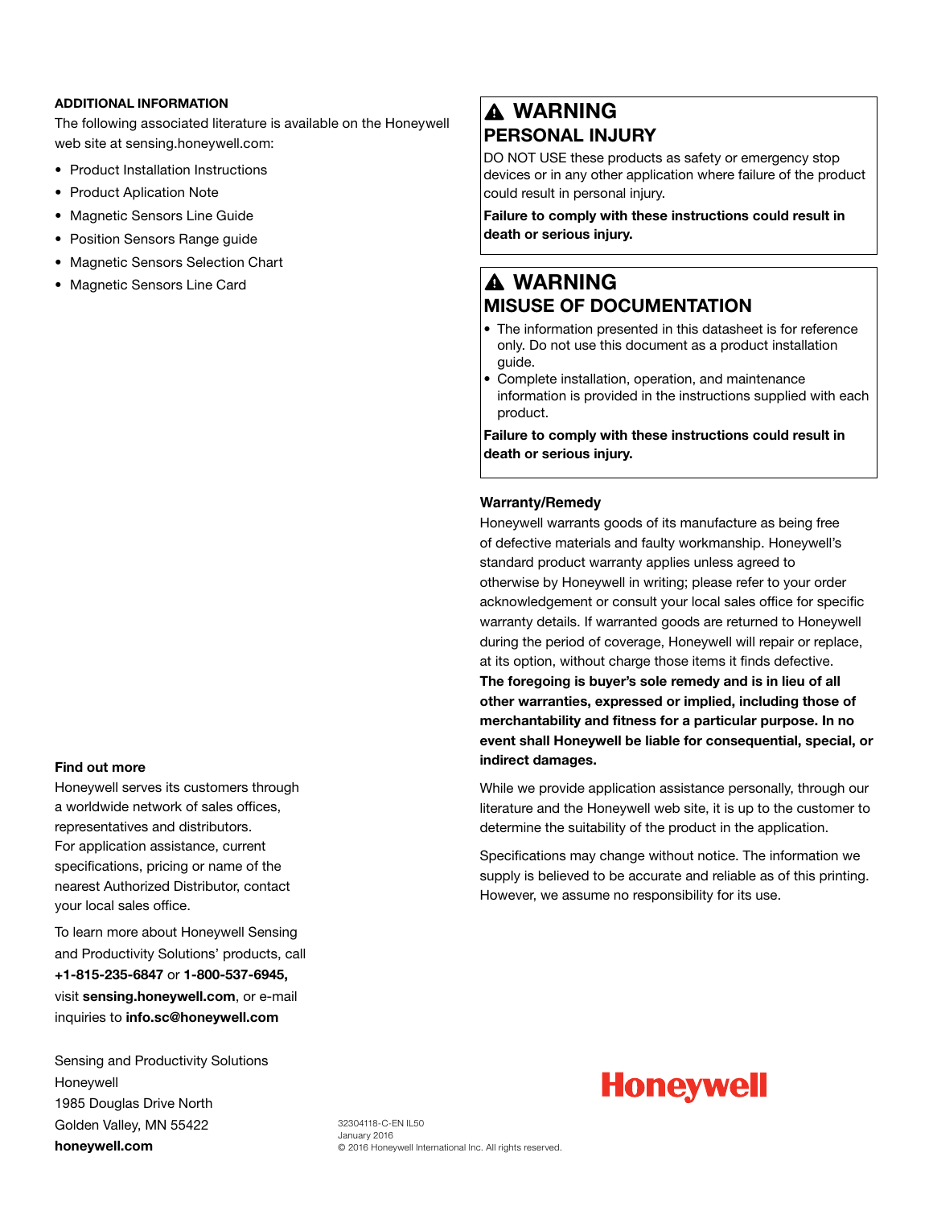**ADDITIONAL INFORMATION**

The following associated literature is available on the Honeywell web site at sensing.honeywell.com:

- Product Installation Instructions
- Product Aplication Note
- Magnetic Sensors Line Guide
- Position Sensors Range guide
- Magnetic Sensors Selection Chart
- Magnetic Sensors Line Card

## ⚠ WARNING
### PERSONAL INJURY

DO NOT USE these products as safety or emergency stop devices or in any other application where failure of the product could result in personal injury.

**Failure to comply with these instructions could result in death or serious injury.**

## ⚠ WARNING
### MISUSE OF DOCUMENTATION

- The information presented in this datasheet is for reference only. Do not use this document as a product installation guide.
- Complete installation, operation, and maintenance information is provided in the instructions supplied with each product.

**Failure to comply with these instructions could result in death or serious injury.**

**Warranty/Remedy**

Honeywell warrants goods of its manufacture as being free of defective materials and faulty workmanship. Honeywell's standard product warranty applies unless agreed to otherwise by Honeywell in writing; please refer to your order acknowledgement or consult your local sales office for specific warranty details. If warranted goods are returned to Honeywell during the period of coverage, Honeywell will repair or replace, at its option, without charge those items it finds defective. **The foregoing is buyer's sole remedy and is in lieu of all other warranties, expressed or implied, including those of merchantability and fitness for a particular purpose. In no event shall Honeywell be liable for consequential, special, or indirect damages.**

While we provide application assistance personally, through our literature and the Honeywell web site, it is up to the customer to determine the suitability of the product in the application.

Specifications may change without notice. The information we supply is believed to be accurate and reliable as of this printing. However, we assume no responsibility for its use.

**Find out more**

Honeywell serves its customers through a worldwide network of sales offices, representatives and distributors. For application assistance, current specifications, pricing or name of the nearest Authorized Distributor, contact your local sales office.

To learn more about Honeywell Sensing and Productivity Solutions' products, call **+1-815-235-6847** or **1-800-537-6945,** visit **sensing.honeywell.com**, or e-mail inquiries to **info.sc@honeywell.com**

Sensing and Productivity Solutions
Honeywell
1985 Douglas Drive North
Golden Valley, MN 55422
**honeywell.com**

32304118-C-EN IL50
January 2016
© 2016 Honeywell International Inc. All rights reserved.

**Honeywell**